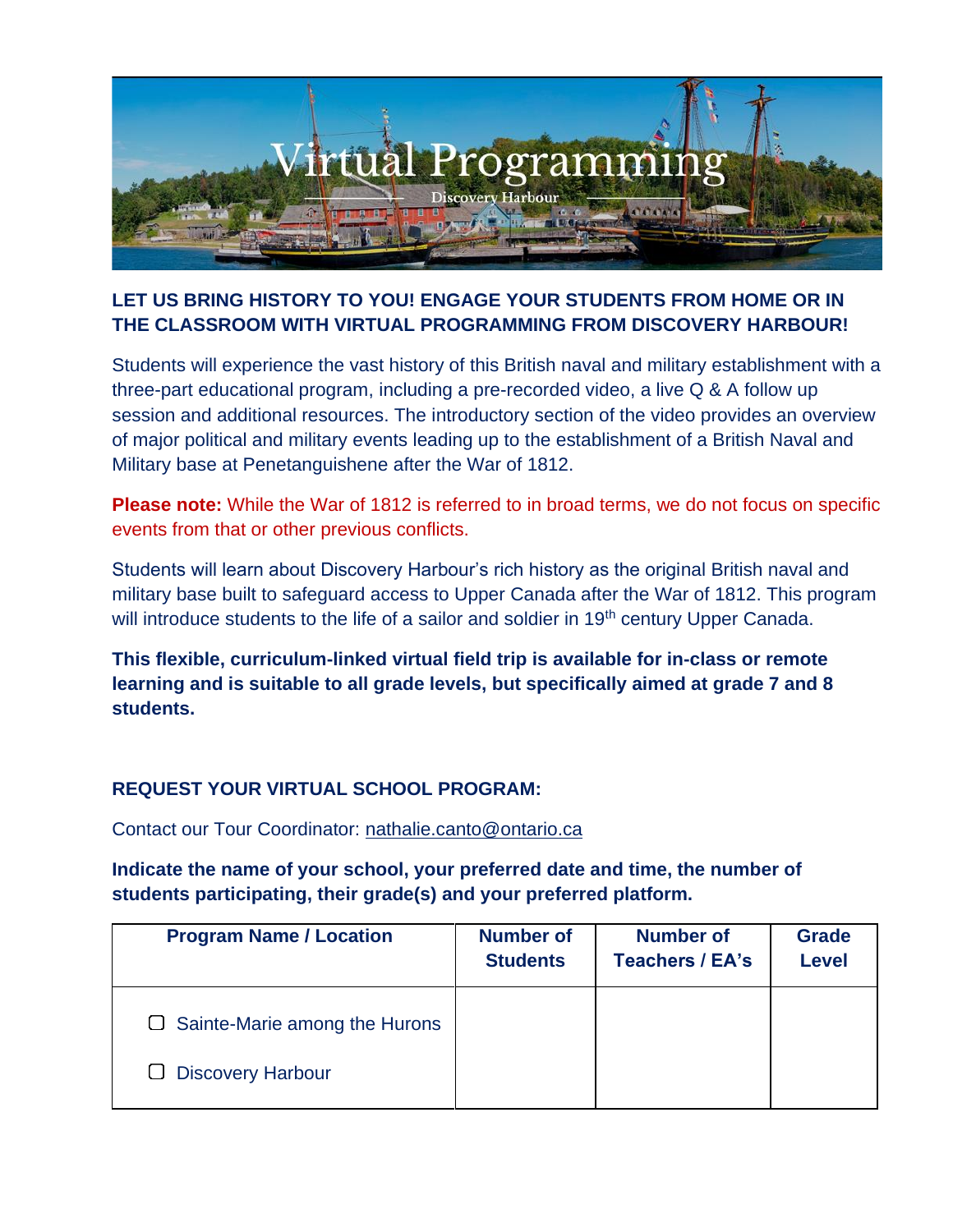# Virtual Programming

Discovery Harbour

**LET US BRING HISTORY TO YOU! ENGAGE YOUR STUDENTS FROM HOME OR IN THE CLASSROOM WITH VIRTUAL PROGRAMMING FROM DISCOVERY HARBOUR!**

Students will experience the vast history of this British naval and military establishment with a three-part educational program, including a pre-recorded video, a live Q & A follow up session and additional resources. The introductory section of the video provides an overview of major political and military events leading up to the establishment of a British Naval and Military base at Penetanguishene after the War of 1812.

**Please note:** While the War of 1812 is referred to in broad terms, we do not focus on specific events from that or other previous conflicts.

Students will learn about Discovery Harbour's rich history as the original British naval and military base built to safeguard access to Upper Canada after the War of 1812. This program will introduce students to the life of a sailor and soldier in 19th century Upper Canada.

**This flexible, curriculum-linked virtual field trip is available for in-class or remote learning and is suitable to all grade levels, but specifically aimed at grade 7 and 8 students.**

## REQUEST YOUR VIRTUAL SCHOOL PROGRAM:

Contact our Tour Coordinator: nathalie.canto@ontario.ca

**Indicate the name of your school, your preferred date and time, the number of students participating, their grade(s) and your preferred platform.**

| Program Name / Location | Number of Students | Number of Teachers / EA's | Grade Level |
|---|---|---|---|
| ☐ Sainte-Marie among the Hurons<br>☐ Discovery Harbour | | | |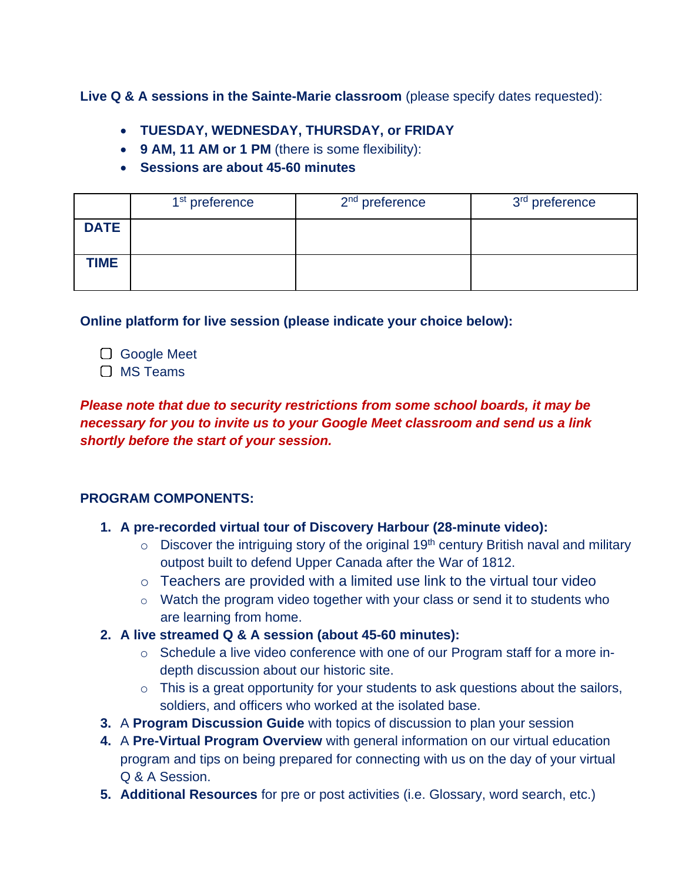**Live Q & A sessions in the Sainte-Marie classroom** (please specify dates requested):

- **TUESDAY, WEDNESDAY, THURSDAY, or FRIDAY**
- **9 AM, 11 AM or 1 PM** (there is some flexibility):
- **Sessions are about 45-60 minutes**

| | 1st preference | 2nd preference | 3rd preference |
|---|---|---|---|
| **DATE** | | | |
| **TIME** | | | |

**Online platform for live session (please indicate your choice below):**

- ☐ Google Meet
- ☐ MS Teams

***Please note that due to security restrictions from some school boards, it may be necessary for you to invite us to your Google Meet classroom and send us a link shortly before the start of your session.***

**PROGRAM COMPONENTS:**

1. **A pre-recorded virtual tour of Discovery Harbour (28-minute video):**
   - Discover the intriguing story of the original 19th century British naval and military outpost built to defend Upper Canada after the War of 1812.
   - Teachers are provided with a limited use link to the virtual tour video
   - Watch the program video together with your class or send it to students who are learning from home.
2. **A live streamed Q & A session (about 45-60 minutes):**
   - Schedule a live video conference with one of our Program staff for a more in-depth discussion about our historic site.
   - This is a great opportunity for your students to ask questions about the sailors, soldiers, and officers who worked at the isolated base.
3. A **Program Discussion Guide** with topics of discussion to plan your session
4. A **Pre-Virtual Program Overview** with general information on our virtual education program and tips on being prepared for connecting with us on the day of your virtual Q & A Session.
5. **Additional Resources** for pre or post activities (i.e. Glossary, word search, etc.)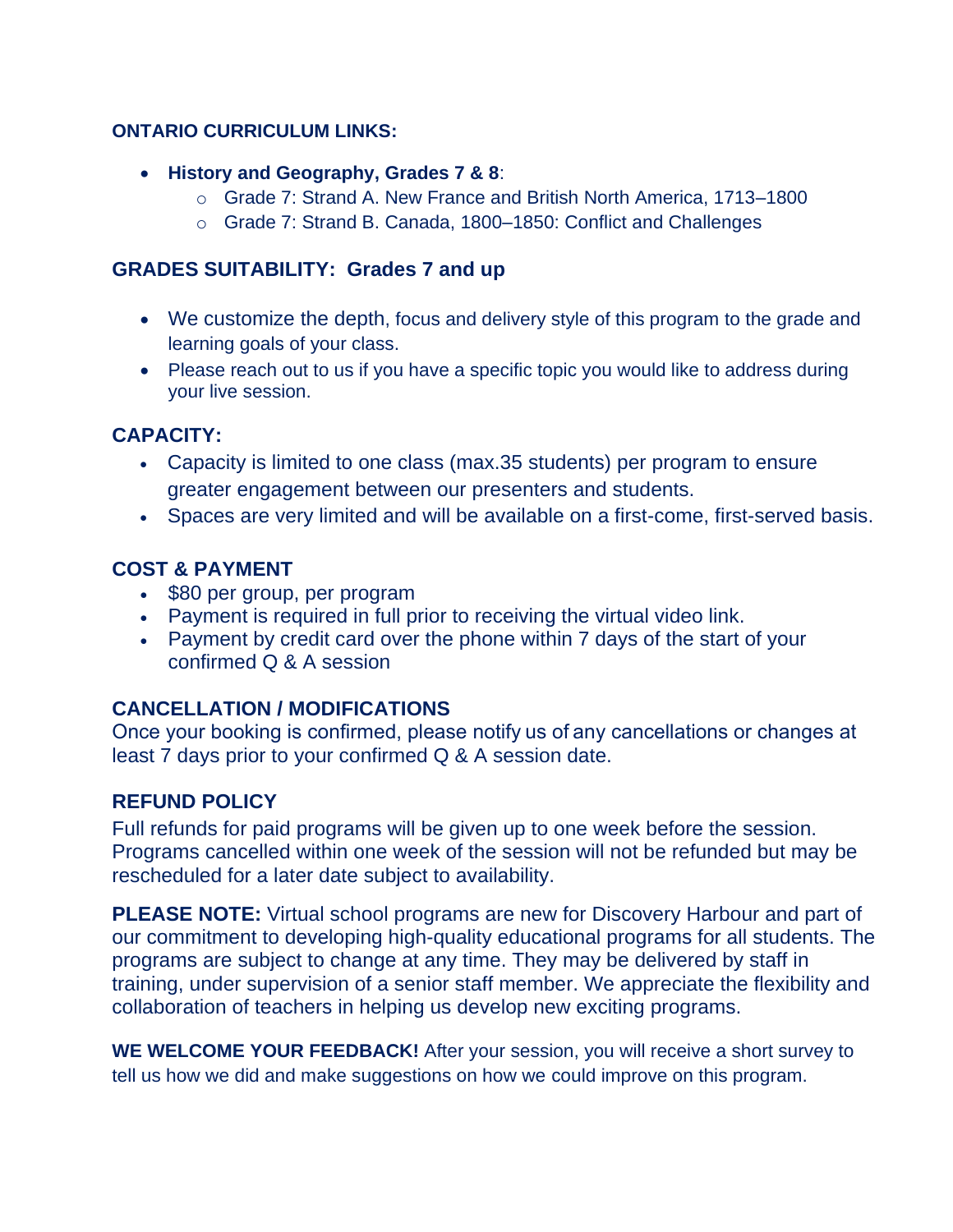## ONTARIO CURRICULUM LINKS:

- **History and Geography, Grades 7 & 8**:
  - Grade 7: Strand A. New France and British North America, 1713–1800
  - Grade 7: Strand B. Canada, 1800–1850: Conflict and Challenges

## GRADES SUITABILITY: Grades 7 and up

- We customize the depth, focus and delivery style of this program to the grade and learning goals of your class.
- Please reach out to us if you have a specific topic you would like to address during your live session.

## CAPACITY:

- Capacity is limited to one class (max.35 students) per program to ensure greater engagement between our presenters and students.
- Spaces are very limited and will be available on a first-come, first-served basis.

## COST & PAYMENT

- $80 per group, per program
- Payment is required in full prior to receiving the virtual video link.
- Payment by credit card over the phone within 7 days of the start of your confirmed Q & A session

## CANCELLATION / MODIFICATIONS

Once your booking is confirmed, please notify us of any cancellations or changes at least 7 days prior to your confirmed Q & A session date.

## REFUND POLICY

Full refunds for paid programs will be given up to one week before the session. Programs cancelled within one week of the session will not be refunded but may be rescheduled for a later date subject to availability.

**PLEASE NOTE:** Virtual school programs are new for Discovery Harbour and part of our commitment to developing high-quality educational programs for all students. The programs are subject to change at any time. They may be delivered by staff in training, under supervision of a senior staff member. We appreciate the flexibility and collaboration of teachers in helping us develop new exciting programs.

**WE WELCOME YOUR FEEDBACK!** After your session, you will receive a short survey to tell us how we did and make suggestions on how we could improve on this program.